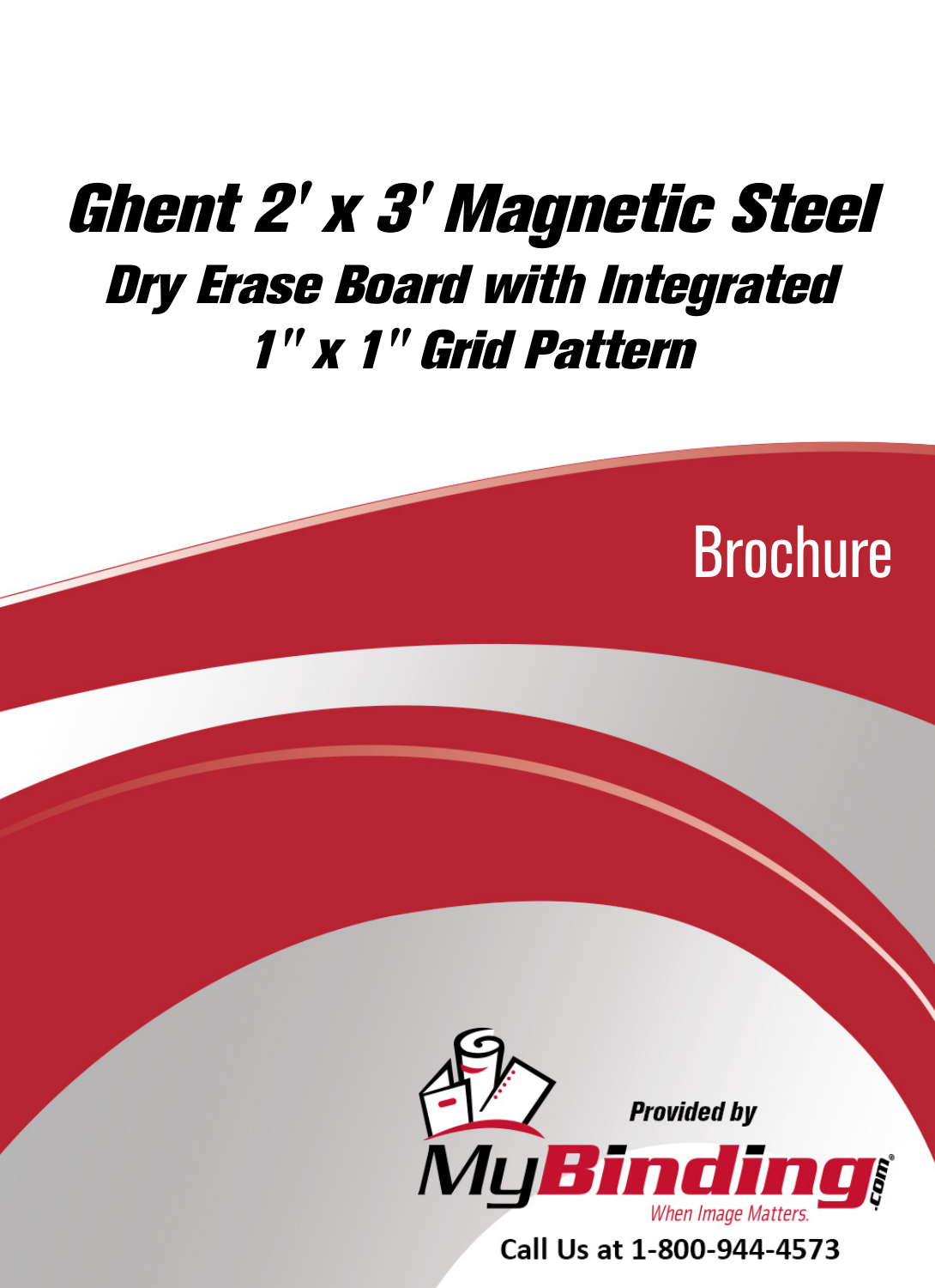# Ghent 2' x 3' Magnetic Steel Dry Erase Board with Integrated 1" x 1" Grid Pattern

Brochure

Provided by

MyBinding.com

When Image Matters.

Call Us at 1-800-944-4573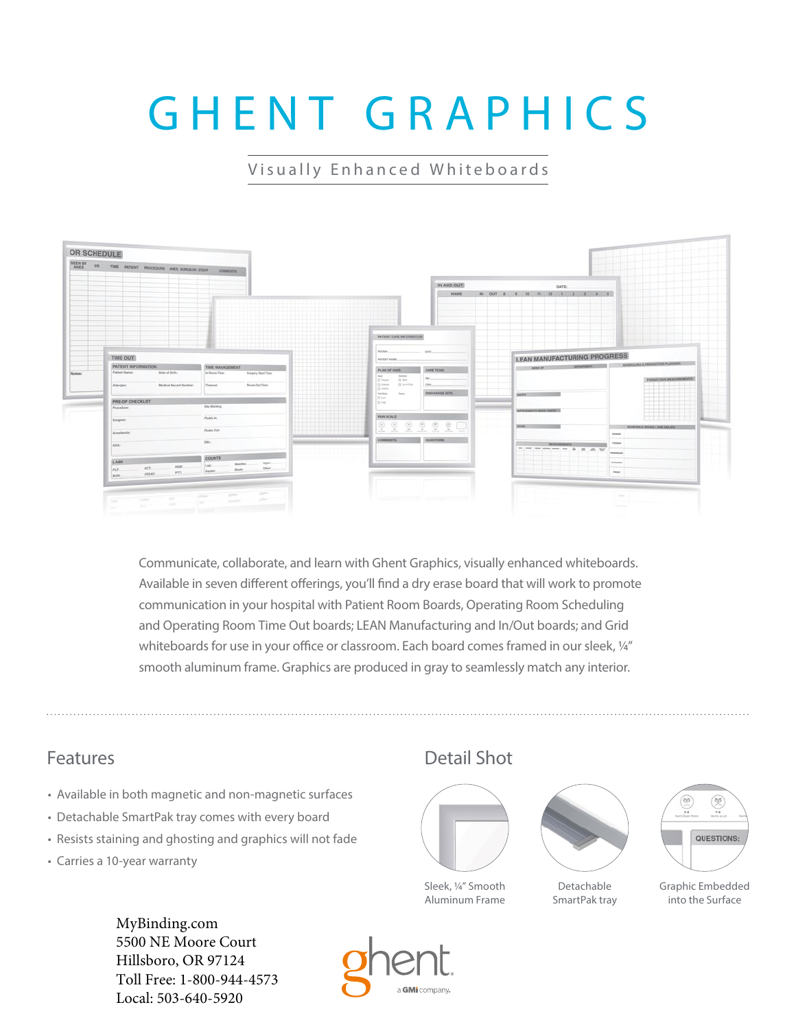# GHENT GRAPHICS

## Visually Enhanced Whiteboards

Communicate, collaborate, and learn with Ghent Graphics, visually enhanced whiteboards. Available in seven different offerings, you'll find a dry erase board that will work to promote communication in your hospital with Patient Room Boards, Operating Room Scheduling and Operating Room Time Out boards; LEAN Manufacturing and In/Out boards; and Grid whiteboards for use in your office or classroom. Each board comes framed in our sleek, ¼" smooth aluminum frame. Graphics are produced in gray to seamlessly match any interior.

## Features

- Available in both magnetic and non-magnetic surfaces
- Detachable SmartPak tray comes with every board
- Resists staining and ghosting and graphics will not fade
- Carries a 10-year warranty

## Detail Shot

Sleek, ¼" Smooth Aluminum Frame

Detachable SmartPak tray

Graphic Embedded into the Surface

MyBinding.com
5500 NE Moore Court
Hillsboro, OR 97124
Toll Free: 1-800-944-4573
Local: 503-640-5920

ghent
a GMi company.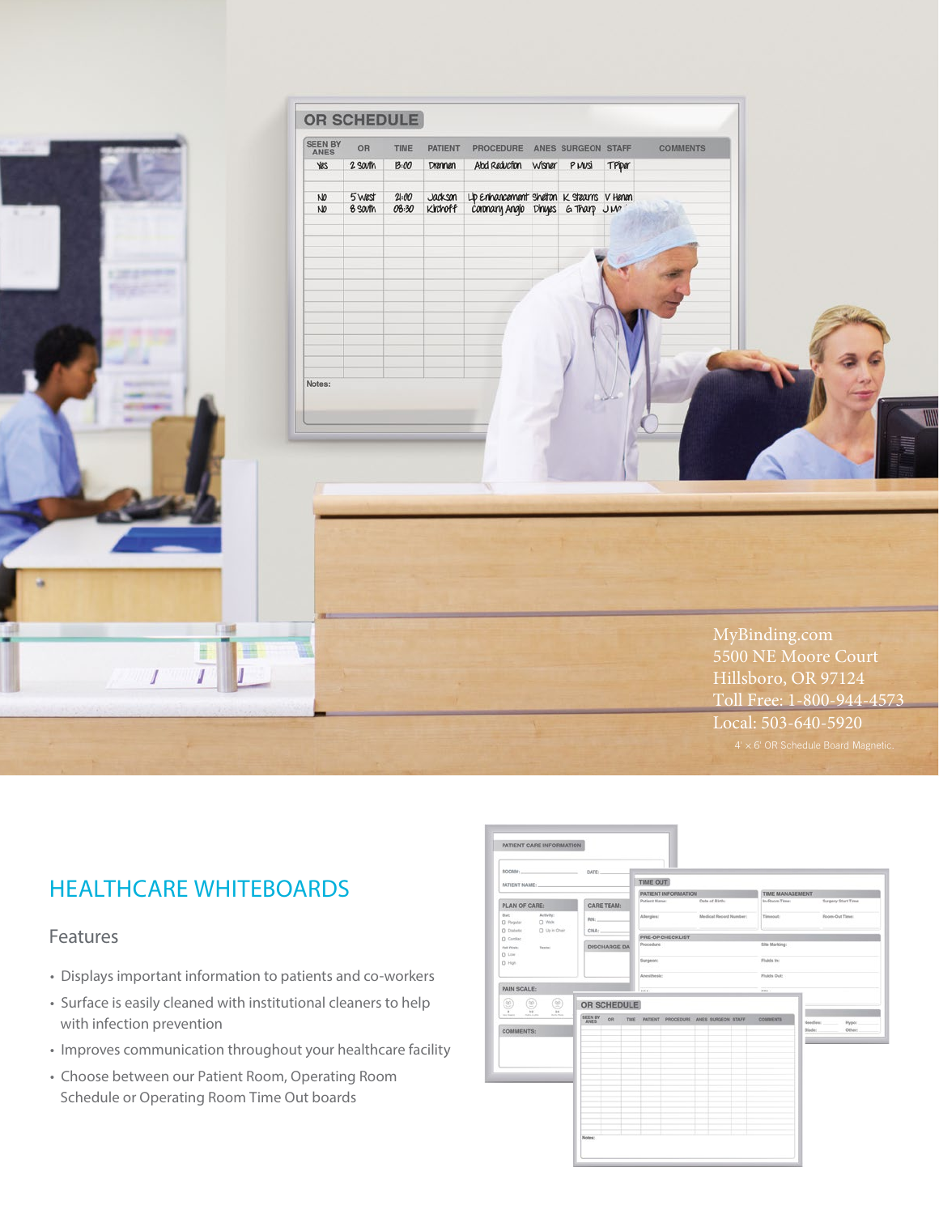MyBinding.com
5500 NE Moore Court
Hillsboro, OR 97124
Toll Free: 1-800-944-4573
Local: 503-640-5920

4' × 6' OR Schedule Board Magnetic.

## HEALTHCARE WHITEBOARDS

### Features

- Displays important information to patients and co-workers
- Surface is easily cleaned with institutional cleaners to help with infection prevention
- Improves communication throughout your healthcare facility
- Choose between our Patient Room, Operating Room Schedule or Operating Room Time Out boards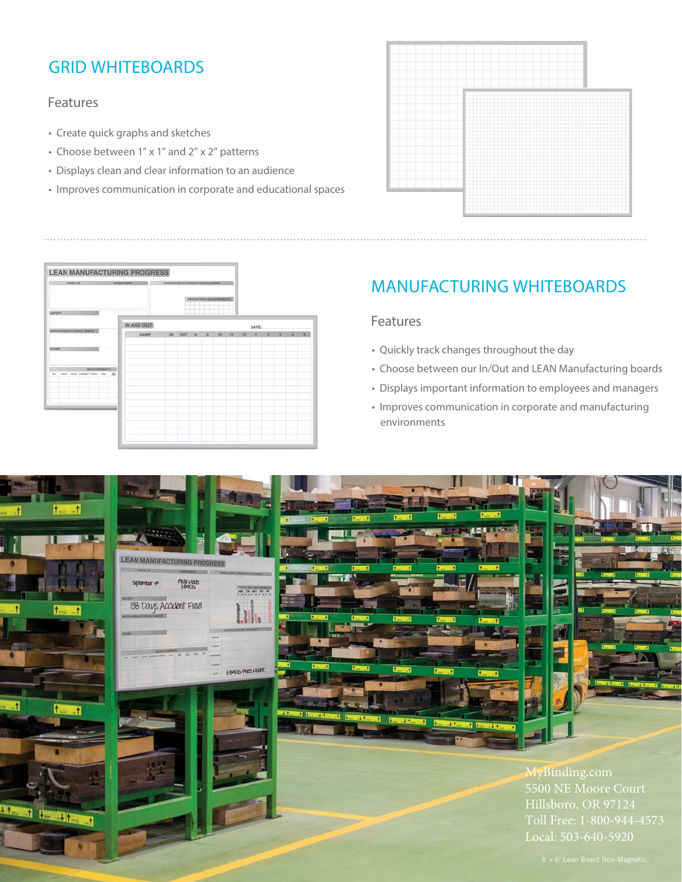## GRID WHITEBOARDS

### Features

- Create quick graphs and sketches
- Choose between 1" x 1" and 2" x 2" patterns
- Displays clean and clear information to an audience
- Improves communication in corporate and educational spaces

## MANUFACTURING WHITEBOARDS

### Features

- Quickly track changes throughout the day
- Choose between our In/Out and LEAN Manufacturing boards
- Displays important information to employees and managers
- Improves communication in corporate and manufacturing environments

MyBinding.com
5500 NE Moore Court
Hillsboro, OR 97124
Toll Free: 1-800-944-4573
Local: 503-640-5920

4' x 6' Lean Board Non-Magnetic.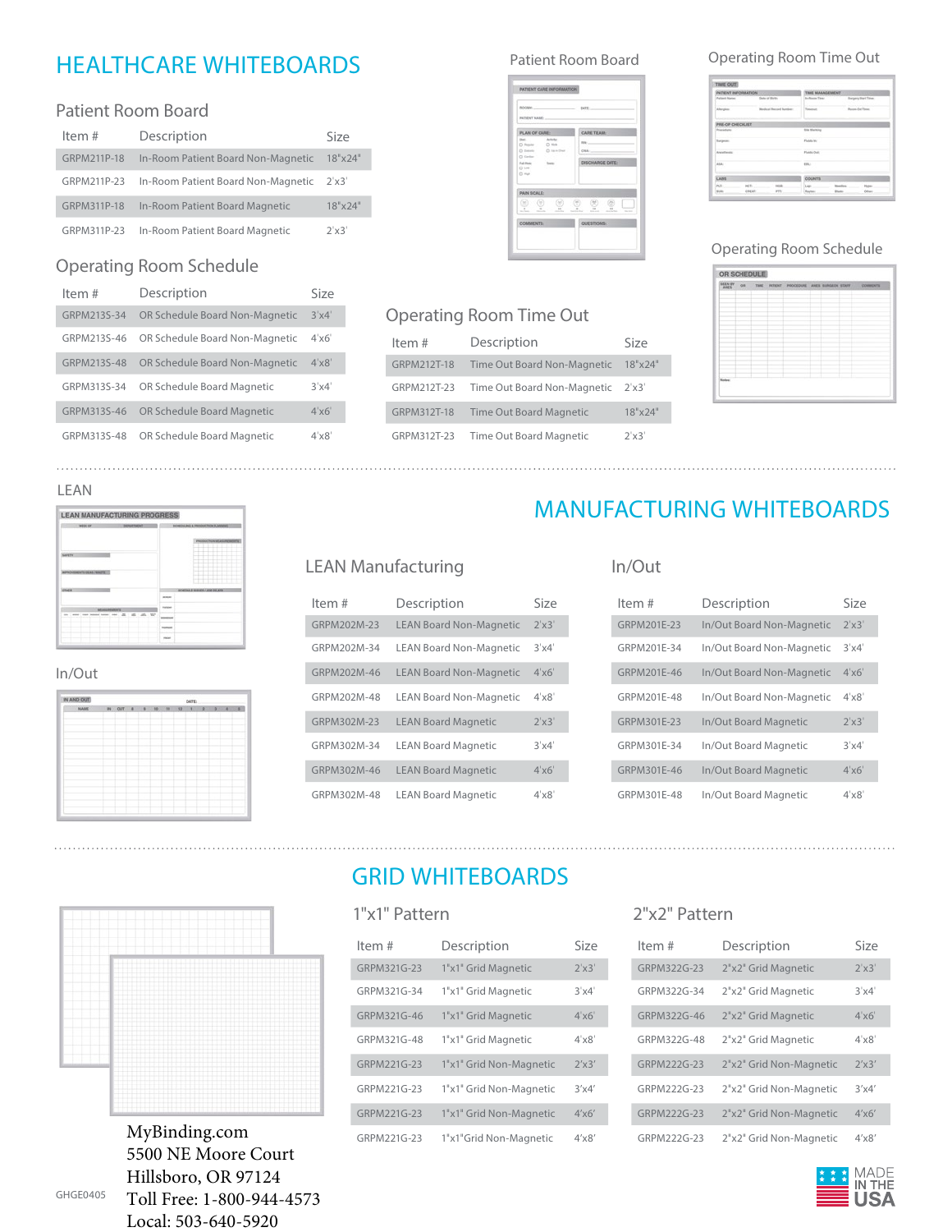# HEALTHCARE WHITEBOARDS

## Patient Room Board

| Item # | Description | Size |
|---|---|---|
| GRPM211P-18 | In-Room Patient Board Non-Magnetic | 18"x24" |
| GRPM211P-23 | In-Room Patient Board Non-Magnetic | 2'x3' |
| GRPM311P-18 | In-Room Patient Board Magnetic | 18"x24" |
| GRPM311P-23 | In-Room Patient Board Magnetic | 2'x3' |

## Operating Room Schedule

| Item # | Description | Size |
|---|---|---|
| GRPM213S-34 | OR Schedule Board Non-Magnetic | 3'x4' |
| GRPM213S-46 | OR Schedule Board Non-Magnetic | 4'x6' |
| GRPM213S-48 | OR Schedule Board Non-Magnetic | 4'x8' |
| GRPM313S-34 | OR Schedule Board Magnetic | 3'x4' |
| GRPM313S-46 | OR Schedule Board Magnetic | 4'x6' |
| GRPM313S-48 | OR Schedule Board Magnetic | 4'x8' |

## Operating Room Time Out

| Item # | Description | Size |
|---|---|---|
| GRPM212T-18 | Time Out Board Non-Magnetic | 18"x24" |
| GRPM212T-23 | Time Out Board Non-Magnetic | 2'x3' |
| GRPM312T-18 | Time Out Board Magnetic | 18"x24" |
| GRPM312T-23 | Time Out Board Magnetic | 2'x3' |

Patient Room Board

Operating Room Time Out

Operating Room Schedule

LEAN

In/Out

# MANUFACTURING WHITEBOARDS

## LEAN Manufacturing

| Item # | Description | Size |
|---|---|---|
| GRPM202M-23 | LEAN Board Non-Magnetic | 2'x3' |
| GRPM202M-34 | LEAN Board Non-Magnetic | 3'x4' |
| GRPM202M-46 | LEAN Board Non-Magnetic | 4'x6' |
| GRPM202M-48 | LEAN Board Non-Magnetic | 4'x8' |
| GRPM302M-23 | LEAN Board Magnetic | 2'x3' |
| GRPM302M-34 | LEAN Board Magnetic | 3'x4' |
| GRPM302M-46 | LEAN Board Magnetic | 4'x6' |
| GRPM302M-48 | LEAN Board Magnetic | 4'x8' |

## In/Out

| Item # | Description | Size |
|---|---|---|
| GRPM201E-23 | In/Out Board Non-Magnetic | 2'x3' |
| GRPM201E-34 | In/Out Board Non-Magnetic | 3'x4' |
| GRPM201E-46 | In/Out Board Non-Magnetic | 4'x6' |
| GRPM201E-48 | In/Out Board Non-Magnetic | 4'x8' |
| GRPM301E-23 | In/Out Board Magnetic | 2'x3' |
| GRPM301E-34 | In/Out Board Magnetic | 3'x4' |
| GRPM301E-46 | In/Out Board Magnetic | 4'x6' |
| GRPM301E-48 | In/Out Board Magnetic | 4'x8' |

# GRID WHITEBOARDS

## 1"x1" Pattern

| Item # | Description | Size |
|---|---|---|
| GRPM321G-23 | 1"x1" Grid Magnetic | 2'x3' |
| GRPM321G-34 | 1"x1" Grid Magnetic | 3'x4' |
| GRPM321G-46 | 1"x1" Grid Magnetic | 4'x6' |
| GRPM321G-48 | 1"x1" Grid Magnetic | 4'x8' |
| GRPM221G-23 | 1"x1" Grid Non-Magnetic | 2'x3' |
| GRPM221G-23 | 1"x1" Grid Non-Magnetic | 3'x4' |
| GRPM221G-23 | 1"x1" Grid Non-Magnetic | 4'x6' |
| GRPM221G-23 | 1"x1"Grid Non-Magnetic | 4'x8' |

## 2"x2" Pattern

| Item # | Description | Size |
|---|---|---|
| GRPM322G-23 | 2"x2" Grid Magnetic | 2'x3' |
| GRPM322G-34 | 2"x2" Grid Magnetic | 3'x4' |
| GRPM322G-46 | 2"x2" Grid Magnetic | 4'x6' |
| GRPM322G-48 | 2"x2" Grid Magnetic | 4'x8' |
| GRPM222G-23 | 2"x2" Grid Non-Magnetic | 2'x3' |
| GRPM222G-23 | 2"x2" Grid Non-Magnetic | 3'x4' |
| GRPM222G-23 | 2"x2" Grid Non-Magnetic | 4'x6' |
| GRPM222G-23 | 2"x2" Grid Non-Magnetic | 4'x8' |

MyBinding.com
5500 NE Moore Court
Hillsboro, OR 97124
Toll Free: 1-800-944-4573
Local: 503-640-5920

GHGE0405

MADE IN THE USA